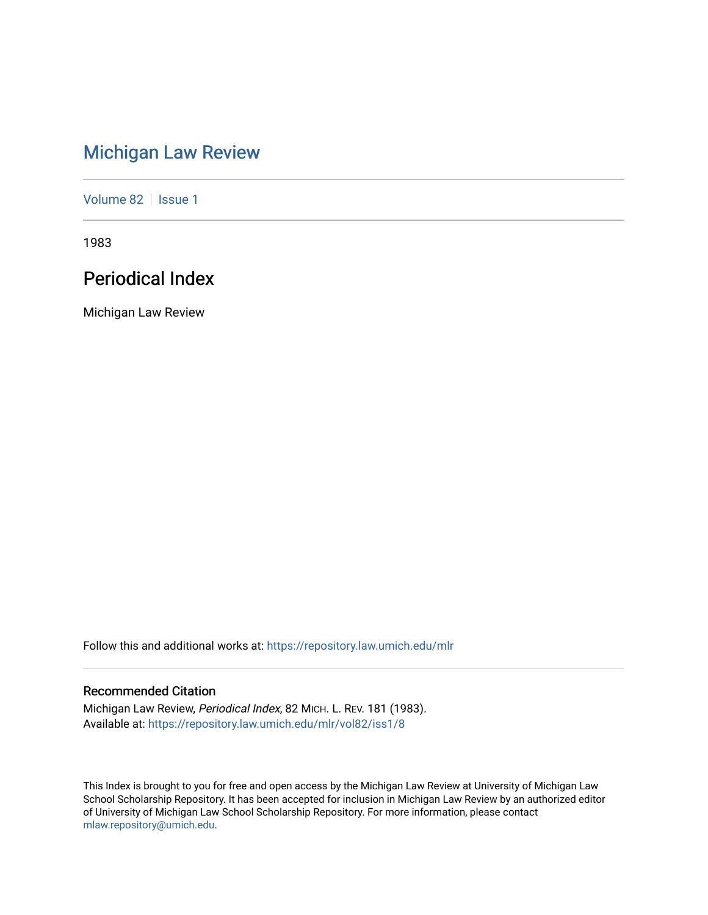# Michigan Law Review

Volume 82 | Issue 1

1983

## Periodical Index

Michigan Law Review

Follow this and additional works at: https://repository.law.umich.edu/mlr

### Recommended Citation

Michigan Law Review, *Periodical Index*, 82 MICH. L. REV. 181 (1983).
Available at: https://repository.law.umich.edu/mlr/vol82/iss1/8

This Index is brought to you for free and open access by the Michigan Law Review at University of Michigan Law School Scholarship Repository. It has been accepted for inclusion in Michigan Law Review by an authorized editor of University of Michigan Law School Scholarship Repository. For more information, please contact mlaw.repository@umich.edu.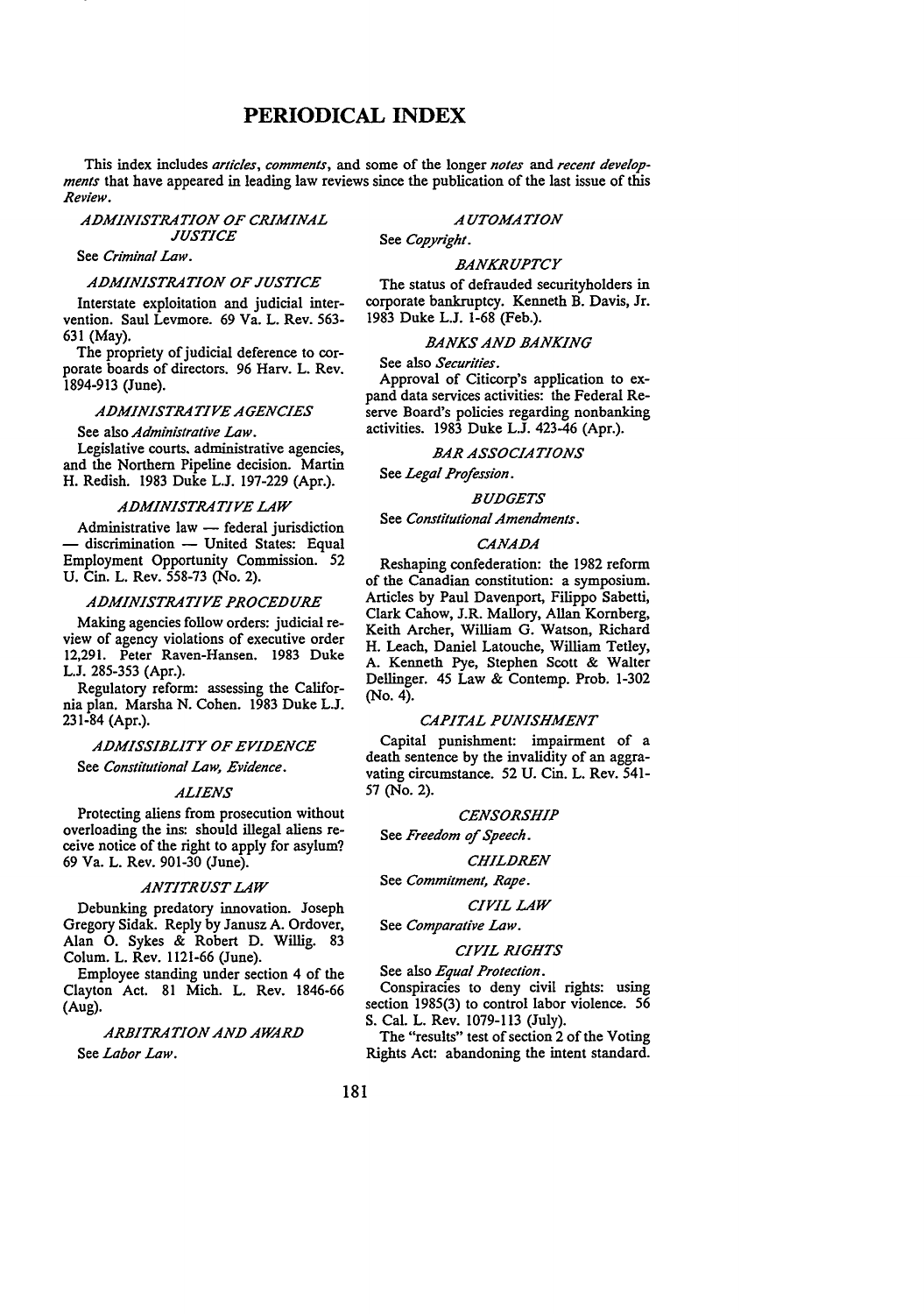# PERIODICAL INDEX

This index includes *articles*, *comments*, and some of the longer *notes* and *recent developments* that have appeared in leading law reviews since the publication of the last issue of this *Review*.

### *ADMINISTRATION OF CRIMINAL JUSTICE*

See *Criminal Law*.

### *ADMINISTRATION OF JUSTICE*

Interstate exploitation and judicial intervention. Saul Levmore. 69 Va. L. Rev. 563-631 (May).

The propriety of judicial deference to corporate boards of directors. 96 Harv. L. Rev. 1894-913 (June).

### *ADMINISTRATIVE AGENCIES*

See also *Administrative Law*.

Legislative courts, administrative agencies, and the Northern Pipeline decision. Martin H. Redish. 1983 Duke L.J. 197-229 (Apr.).

### *ADMINISTRATIVE LAW*

Administrative law — federal jurisdiction — discrimination — United States: Equal Employment Opportunity Commission. 52 U. Cin. L. Rev. 558-73 (No. 2).

### *ADMINISTRATIVE PROCEDURE*

Making agencies follow orders: judicial review of agency violations of executive order 12,291. Peter Raven-Hansen. 1983 Duke L.J. 285-353 (Apr.).

Regulatory reform: assessing the California plan. Marsha N. Cohen. 1983 Duke L.J. 231-84 (Apr.).

### *ADMISSIBLITY OF EVIDENCE*

See *Constitutional Law, Evidence*.

### *ALIENS*

Protecting aliens from prosecution without overloading the ins: should illegal aliens receive notice of the right to apply for asylum? 69 Va. L. Rev. 901-30 (June).

### *ANTITRUST LAW*

Debunking predatory innovation. Joseph Gregory Sidak. Reply by Janusz A. Ordover, Alan O. Sykes & Robert D. Willig. 83 Colum. L. Rev. 1121-66 (June).

Employee standing under section 4 of the Clayton Act. 81 Mich. L. Rev. 1846-66 (Aug).

### *ARBITRATION AND AWARD*

See *Labor Law*.

### *AUTOMATION*

See *Copyright*.

### *BANKRUPTCY*

The status of defrauded securityholders in corporate bankruptcy. Kenneth B. Davis, Jr. 1983 Duke L.J. 1-68 (Feb.).

### *BANKS AND BANKING*

See also *Securities*.

Approval of Citicorp's application to expand data services activities: the Federal Reserve Board's policies regarding nonbanking activities. 1983 Duke L.J. 423-46 (Apr.).

### *BAR ASSOCIATIONS*

See *Legal Profession*.

### *BUDGETS*

See *Constitutional Amendments*.

### *CANADA*

Reshaping confederation: the 1982 reform of the Canadian constitution: a symposium. Articles by Paul Davenport, Filippo Sabetti, Clark Cahow, J.R. Mallory, Allan Kornberg, Keith Archer, William G. Watson, Richard H. Leach, Daniel Latouche, William Tetley, A. Kenneth Pye, Stephen Scott & Walter Dellinger. 45 Law & Contemp. Prob. 1-302 (No. 4).

### *CAPITAL PUNISHMENT*

Capital punishment: impairment of a death sentence by the invalidity of an aggravating circumstance. 52 U. Cin. L. Rev. 541-57 (No. 2).

### *CENSORSHIP*

See *Freedom of Speech*.

### *CHILDREN*

See *Commitment, Rape*.

### *CIVIL LAW*

See *Comparative Law*.

### *CIVIL RIGHTS*

See also *Equal Protection*.

Conspiracies to deny civil rights: using section 1985(3) to control labor violence. 56 S. Cal. L. Rev. 1079-113 (July).

The "results" test of section 2 of the Voting Rights Act: abandoning the intent standard.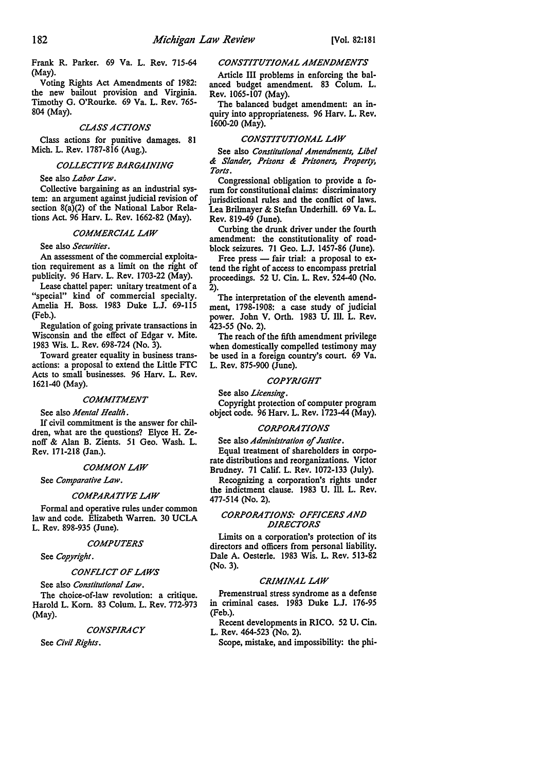Frank R. Parker. 69 Va. L. Rev. 715-64 (May).

Voting Rights Act Amendments of 1982: the new bailout provision and Virginia. Timothy G. O'Rourke. 69 Va. L. Rev. 765-804 (May).

### *CLASS ACTIONS*

Class actions for punitive damages. 81 Mich. L. Rev. 1787-816 (Aug.).

### *COLLECTIVE BARGAINING*

See also *Labor Law*.

Collective bargaining as an industrial system: an argument against judicial revision of section 8(a)(2) of the National Labor Relations Act. 96 Harv. L. Rev. 1662-82 (May).

### *COMMERCIAL LAW*

See also *Securities*.

An assessment of the commercial exploitation requirement as a limit on the right of publicity. 96 Harv. L. Rev. 1703-22 (May).

Lease chattel paper: unitary treatment of a "special" kind of commercial specialty. Amelia H. Boss. 1983 Duke L.J. 69-115 (Feb.).

Regulation of going private transactions in Wisconsin and the effect of Edgar v. Mite. 1983 Wis. L. Rev. 698-724 (No. 3).

Toward greater equality in business transactions: a proposal to extend the Little FTC Acts to small businesses. 96 Harv. L. Rev. 1621-40 (May).

### *COMMITMENT*

See also *Mental Health*.

If civil commitment is the answer for children, what are the questions? Elyce H. Zenoff & Alan B. Zients. 51 Geo. Wash. L. Rev. 171-218 (Jan.).

### *COMMON LAW*

See *Comparative Law*.

### *COMPARATIVE LAW*

Formal and operative rules under common law and code. Elizabeth Warren. 30 UCLA L. Rev. 898-935 (June).

### *COMPUTERS*

See *Copyright*.

### *CONFLICT OF LAWS*

See also *Constitutional Law*.

The choice-of-law revolution: a critique. Harold L. Korn. 83 Colum. L. Rev. 772-973 (May).

### *CONSPIRACY*

See *Civil Rights*.

### *CONSTITUTIONAL AMENDMENTS*

Article III problems in enforcing the balanced budget amendment. 83 Colum. L. Rev. 1065-107 (May).

The balanced budget amendment: an inquiry into appropriateness. 96 Harv. L. Rev. 1600-20 (May).

### *CONSTITUTIONAL LAW*

See also *Constitutional Amendments, Libel & Slander, Prisons & Prisoners, Property, Torts*.

Congressional obligation to provide a forum for constitutional claims: discriminatory jurisdictional rules and the conflict of laws. Lea Brilmayer & Stefan Underhill. 69 Va. L. Rev. 819-49 (June).

Curbing the drunk driver under the fourth amendment: the constitutionality of roadblock seizures. 71 Geo. L.J. 1457-86 (June).

Free press — fair trial: a proposal to extend the right of access to encompass pretrial proceedings. 52 U. Cin. L. Rev. 524-40 (No. 2).

The interpretation of the eleventh amendment, 1798-1908: a case study of judicial power. John V. Orth. 1983 U. Ill. L. Rev. 423-55 (No. 2).

The reach of the fifth amendment privilege when domestically compelled testimony may be used in a foreign country's court. 69 Va. L. Rev. 875-900 (June).

### *COPYRIGHT*

See also *Licensing*.

Copyright protection of computer program object code. 96 Harv. L. Rev. 1723-44 (May).

### *CORPORATIONS*

See also *Administration of Justice*.

Equal treatment of shareholders in corporate distributions and reorganizations. Victor Brudney. 71 Calif. L. Rev. 1072-133 (July).

Recognizing a corporation's rights under the indictment clause. 1983 U. Ill. L. Rev. 477-514 (No. 2).

### *CORPORATIONS: OFFICERS AND DIRECTORS*

Limits on a corporation's protection of its directors and officers from personal liability. Dale A. Oesterle. 1983 Wis. L. Rev. 513-82 (No. 3).

### *CRIMINAL LAW*

Premenstrual stress syndrome as a defense in criminal cases. 1983 Duke L.J. 176-95 (Feb.).

Recent developments in RICO. 52 U. Cin. L. Rev. 464-523 (No. 2).

Scope, mistake, and impossibility: the phi-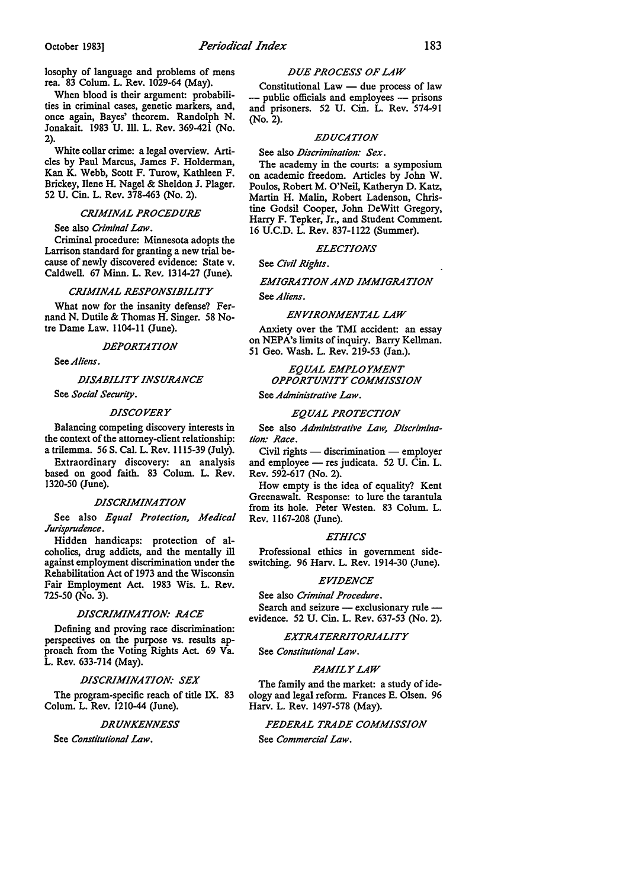losophy of language and problems of mens rea. 83 Colum. L. Rev. 1029-64 (May).

When blood is their argument: probabilities in criminal cases, genetic markers, and, once again, Bayes' theorem. Randolph N. Jonakait. 1983 U. Ill. L. Rev. 369-421 (No. 2).

White collar crime: a legal overview. Articles by Paul Marcus, James F. Holderman, Kan K. Webb, Scott F. Turow, Kathleen F. Brickey, Ilene H. Nagel & Sheldon J. Plager. 52 U. Cin. L. Rev. 378-463 (No. 2).

### *CRIMINAL PROCEDURE*

See also *Criminal Law*.

Criminal procedure: Minnesota adopts the Larrison standard for granting a new trial because of newly discovered evidence: State v. Caldwell. 67 Minn. L. Rev. 1314-27 (June).

### *CRIMINAL RESPONSIBILITY*

What now for the insanity defense? Fernand N. Dutile & Thomas H. Singer. 58 Notre Dame Law. 1104-11 (June).

### *DEPORTATION*

See *Aliens*.

### *DISABILITY INSURANCE*

See *Social Security*.

### *DISCOVERY*

Balancing competing discovery interests in the context of the attorney-client relationship: a trilemma. 56 S. Cal. L. Rev. 1115-39 (July).

Extraordinary discovery: an analysis based on good faith. 83 Colum. L. Rev. 1320-50 (June).

### *DISCRIMINATION*

See also *Equal Protection, Medical Jurisprudence*.

Hidden handicaps: protection of alcoholics, drug addicts, and the mentally ill against employment discrimination under the Rehabilitation Act of 1973 and the Wisconsin Fair Employment Act. 1983 Wis. L. Rev. 725-50 (No. 3).

### *DISCRIMINATION: RACE*

Defining and proving race discrimination: perspectives on the purpose vs. results approach from the Voting Rights Act. 69 Va. L. Rev. 633-714 (May).

### *DISCRIMINATION: SEX*

The program-specific reach of title IX. 83 Colum. L. Rev. 1210-44 (June).

### *DRUNKENNESS*

See *Constitutional Law*.

### *DUE PROCESS OF LAW*

Constitutional Law — due process of law — public officials and employees — prisons and prisoners. 52 U. Cin. L. Rev. 574-91 (No. 2).

### *EDUCATION*

See also *Discrimination: Sex*.

The academy in the courts: a symposium on academic freedom. Articles by John W. Poulos, Robert M. O'Neil, Katheryn D. Katz, Martin H. Malin, Robert Ladenson, Christine Godsil Cooper, John DeWitt Gregory, Harry F. Tepker, Jr., and Student Comment. 16 U.C.D. L. Rev. 837-1122 (Summer).

### *ELECTIONS*

See *Civil Rights*.

### *EMIGRATION AND IMMIGRATION*

See *Aliens*.

### *ENVIRONMENTAL LAW*

Anxiety over the TMI accident: an essay on NEPA's limits of inquiry. Barry Kellman. 51 Geo. Wash. L. Rev. 219-53 (Jan.).

### *EQUAL EMPLOYMENT OPPORTUNITY COMMISSION*

See *Administrative Law*.

### *EQUAL PROTECTION*

See also *Administrative Law, Discrimination: Race*.

Civil rights — discrimination — employer and employee — res judicata. 52 U. Cin. L. Rev. 592-617 (No. 2).

How empty is the idea of equality? Kent Greenawalt. Response: to lure the tarantula from its hole. Peter Westen. 83 Colum. L. Rev. 1167-208 (June).

### *ETHICS*

Professional ethics in government side-switching. 96 Harv. L. Rev. 1914-30 (June).

### *EVIDENCE*

See also *Criminal Procedure*.

Search and seizure — exclusionary rule — evidence. 52 U. Cin. L. Rev. 637-53 (No. 2).

### *EXTRATERRITORIALITY*

See *Constitutional Law*.

### *FAMILY LAW*

The family and the market: a study of ideology and legal reform. Frances E. Olsen. 96 Harv. L. Rev. 1497-578 (May).

### *FEDERAL TRADE COMMISSION*

See *Commercial Law*.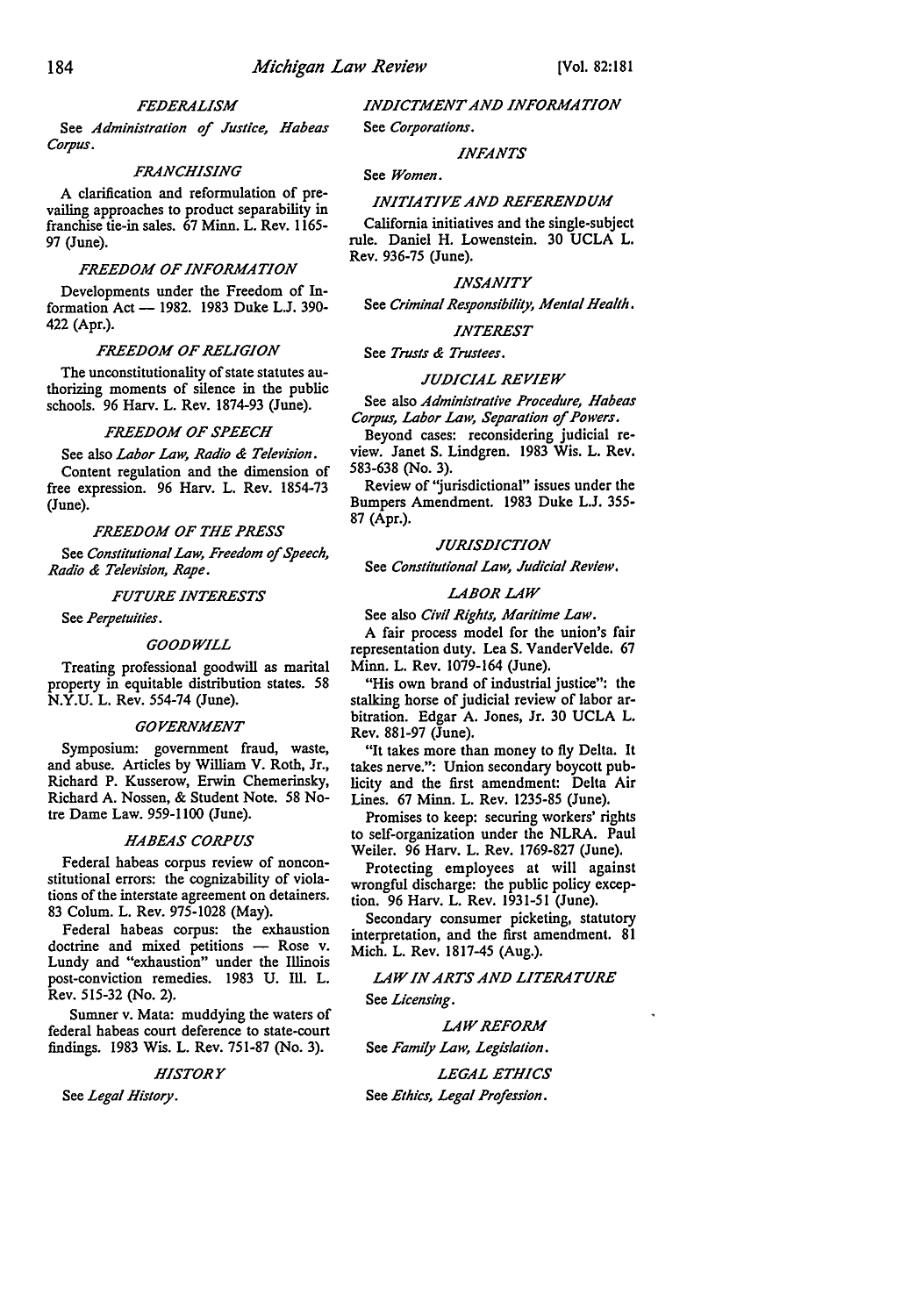### *FEDERALISM*

See *Administration of Justice, Habeas Corpus*.

### *FRANCHISING*

A clarification and reformulation of prevailing approaches to product separability in franchise tie-in sales. 67 Minn. L. Rev. 1165-97 (June).

### *FREEDOM OF INFORMATION*

Developments under the Freedom of Information Act — 1982. 1983 Duke L.J. 390-422 (Apr.).

### *FREEDOM OF RELIGION*

The unconstitutionality of state statutes authorizing moments of silence in the public schools. 96 Harv. L. Rev. 1874-93 (June).

### *FREEDOM OF SPEECH*

See also *Labor Law, Radio & Television*.

Content regulation and the dimension of free expression. 96 Harv. L. Rev. 1854-73 (June).

### *FREEDOM OF THE PRESS*

See *Constitutional Law, Freedom of Speech, Radio & Television, Rape*.

### *FUTURE INTERESTS*

See *Perpetuities*.

### *GOODWILL*

Treating professional goodwill as marital property in equitable distribution states. 58 N.Y.U. L. Rev. 554-74 (June).

### *GOVERNMENT*

Symposium: government fraud, waste, and abuse. Articles by William V. Roth, Jr., Richard P. Kusserow, Erwin Chemerinsky, Richard A. Nossen, & Student Note. 58 Notre Dame Law. 959-1100 (June).

### *HABEAS CORPUS*

Federal habeas corpus review of nonconstitutional errors: the cognizability of violations of the interstate agreement on detainers. 83 Colum. L. Rev. 975-1028 (May).

Federal habeas corpus: the exhaustion doctrine and mixed petitions — Rose v. Lundy and "exhaustion" under the Illinois post-conviction remedies. 1983 U. Ill. L. Rev. 515-32 (No. 2).

Sumner v. Mata: muddying the waters of federal habeas court deference to state-court findings. 1983 Wis. L. Rev. 751-87 (No. 3).

### *HISTORY*

See *Legal History*.

### *INDICTMENT AND INFORMATION*

See *Corporations*.

### *INFANTS*

See *Women*.

### *INITIATIVE AND REFERENDUM*

California initiatives and the single-subject rule. Daniel H. Lowenstein. 30 UCLA L. Rev. 936-75 (June).

### *INSANITY*

See *Criminal Responsibility, Mental Health*.

### *INTEREST*

See *Trusts & Trustees*.

### *JUDICIAL REVIEW*

See also *Administrative Procedure, Habeas Corpus, Labor Law, Separation of Powers*.

Beyond cases: reconsidering judicial review. Janet S. Lindgren. 1983 Wis. L. Rev. 583-638 (No. 3).

Review of "jurisdictional" issues under the Bumpers Amendment. 1983 Duke L.J. 355-87 (Apr.).

### *JURISDICTION*

See *Constitutional Law, Judicial Review*.

### *LABOR LAW*

See also *Civil Rights, Maritime Law*.

A fair process model for the union's fair representation duty. Lea S. VanderVelde. 67 Minn. L. Rev. 1079-164 (June).

"His own brand of industrial justice": the stalking horse of judicial review of labor arbitration. Edgar A. Jones, Jr. 30 UCLA L. Rev. 881-97 (June).

"It takes more than money to fly Delta. It takes nerve.": Union secondary boycott publicity and the first amendment: Delta Air Lines. 67 Minn. L. Rev. 1235-85 (June).

Promises to keep: securing workers' rights to self-organization under the NLRA. Paul Weiler. 96 Harv. L. Rev. 1769-827 (June).

Protecting employees at will against wrongful discharge: the public policy exception. 96 Harv. L. Rev. 1931-51 (June).

Secondary consumer picketing, statutory interpretation, and the first amendment. 81 Mich. L. Rev. 1817-45 (Aug.).

### *LAW IN ARTS AND LITERATURE*

See *Licensing*.

### *LAW REFORM*

See *Family Law, Legislation*.

### *LEGAL ETHICS*

See *Ethics, Legal Profession*.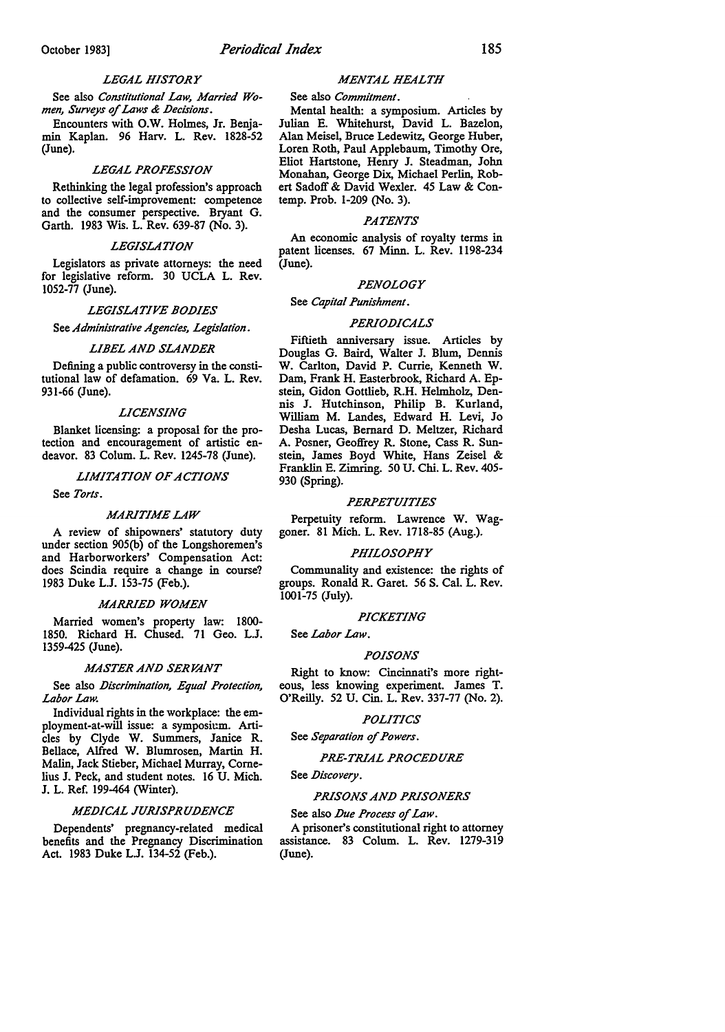### *LEGAL HISTORY*

See also *Constitutional Law, Married Women, Surveys of Laws & Decisions*.

Encounters with O.W. Holmes, Jr. Benjamin Kaplan. 96 Harv. L. Rev. 1828-52 (June).

### *LEGAL PROFESSION*

Rethinking the legal profession's approach to collective self-improvement: competence and the consumer perspective. Bryant G. Garth. 1983 Wis. L. Rev. 639-87 (No. 3).

### *LEGISLATION*

Legislators as private attorneys: the need for legislative reform. 30 UCLA L. Rev. 1052-77 (June).

### *LEGISLATIVE BODIES*

See *Administrative Agencies, Legislation*.

### *LIBEL AND SLANDER*

Defining a public controversy in the constitutional law of defamation. 69 Va. L. Rev. 931-66 (June).

### *LICENSING*

Blanket licensing: a proposal for the protection and encouragement of artistic endeavor. 83 Colum. L. Rev. 1245-78 (June).

### *LIMITATION OF ACTIONS*

See *Torts*.

### *MARITIME LAW*

A review of shipowners' statutory duty under section 905(b) of the Longshoremen's and Harborworkers' Compensation Act: does Scindia require a change in course? 1983 Duke L.J. 153-75 (Feb.).

### *MARRIED WOMEN*

Married women's property law: 1800-1850. Richard H. Chused. 71 Geo. L.J. 1359-425 (June).

### *MASTER AND SERVANT*

See also *Discrimination, Equal Protection, Labor Law*.

Individual rights in the workplace: the employment-at-will issue: a symposium. Articles by Clyde W. Summers, Janice R. Bellace, Alfred W. Blumrosen, Martin H. Malin, Jack Stieber, Michael Murray, Cornelius J. Peck, and student notes. 16 U. Mich. J. L. Ref. 199-464 (Winter).

### *MEDICAL JURISPRUDENCE*

Dependents' pregnancy-related medical benefits and the Pregnancy Discrimination Act. 1983 Duke L.J. 134-52 (Feb.).

### *MENTAL HEALTH*

See also *Commitment*.

Mental health: a symposium. Articles by Julian E. Whitehurst, David L. Bazelon, Alan Meisel, Bruce Ledewitz, George Huber, Loren Roth, Paul Applebaum, Timothy Ore, Eliot Hartstone, Henry J. Steadman, John Monahan, George Dix, Michael Perlin, Robert Sadoff & David Wexler. 45 Law & Contemp. Prob. 1-209 (No. 3).

### *PATENTS*

An economic analysis of royalty terms in patent licenses. 67 Minn. L. Rev. 1198-234 (June).

### *PENOLOGY*

See *Capital Punishment*.

### *PERIODICALS*

Fiftieth anniversary issue. Articles by Douglas G. Baird, Walter J. Blum, Dennis W. Carlton, David P. Currie, Kenneth W. Dam, Frank H. Easterbrook, Richard A. Epstein, Gidon Gottlieb, R.H. Helmholz, Dennis J. Hutchinson, Philip B. Kurland, William M. Landes, Edward H. Levi, Jo Desha Lucas, Bernard D. Meltzer, Richard A. Posner, Geoffrey R. Stone, Cass R. Sunstein, James Boyd White, Hans Zeisel & Franklin E. Zimring. 50 U. Chi. L. Rev. 405-930 (Spring).

### *PERPETUITIES*

Perpetuity reform. Lawrence W. Waggoner. 81 Mich. L. Rev. 1718-85 (Aug.).

### *PHILOSOPHY*

Communality and existence: the rights of groups. Ronald R. Garet. 56 S. Cal. L. Rev. 1001-75 (July).

### *PICKETING*

See *Labor Law*.

### *POISONS*

Right to know: Cincinnati's more righteous, less knowing experiment. James T. O'Reilly. 52 U. Cin. L. Rev. 337-77 (No. 2).

### *POLITICS*

See *Separation of Powers*.

### *PRE-TRIAL PROCEDURE*

See *Discovery*.

### *PRISONS AND PRISONERS*

See also *Due Process of Law*.

A prisoner's constitutional right to attorney assistance. 83 Colum. L. Rev. 1279-319 (June).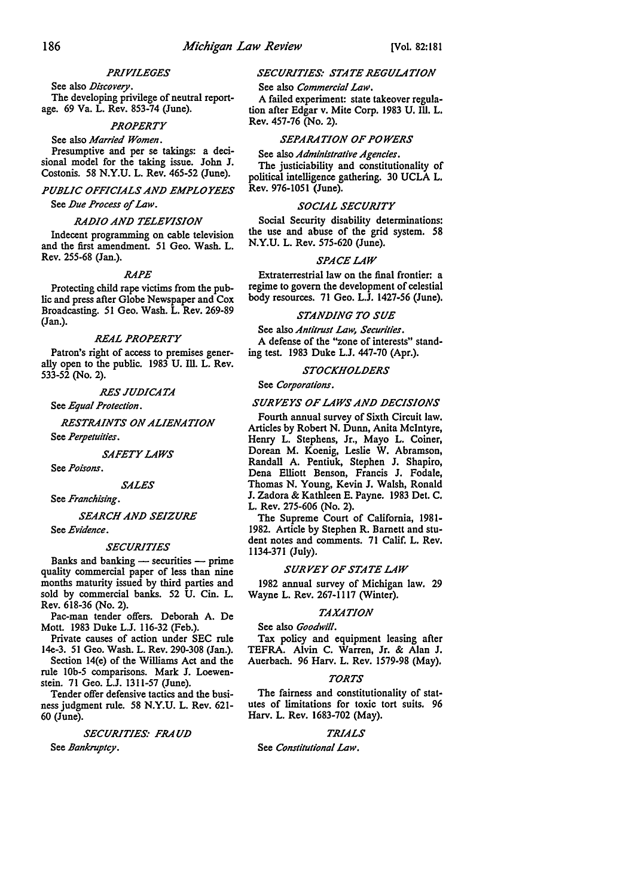### *PRIVILEGES*

See also *Discovery*.

The developing privilege of neutral reportage. 69 Va. L. Rev. 853-74 (June).

### *PROPERTY*

See also *Married Women*.

Presumptive and per se takings: a decisional model for the taking issue. John J. Costonis. 58 N.Y.U. L. Rev. 465-52 (June).

### *PUBLIC OFFICIALS AND EMPLOYEES*

See *Due Process of Law*.

### *RADIO AND TELEVISION*

Indecent programming on cable television and the first amendment. 51 Geo. Wash. L. Rev. 255-68 (Jan.).

### *RAPE*

Protecting child rape victims from the public and press after Globe Newspaper and Cox Broadcasting. 51 Geo. Wash. L. Rev. 269-89 (Jan.).

### *REAL PROPERTY*

Patron's right of access to premises generally open to the public. 1983 U. Ill. L. Rev. 533-52 (No. 2).

### *RES JUDICATA*

See *Equal Protection*.

### *RESTRAINTS ON ALIENATION*

See *Perpetuities*.

### *SAFETY LAWS*

See *Poisons*.

### *SALES*

See *Franchising*.

### *SEARCH AND SEIZURE*

See *Evidence*.

### *SECURITIES*

Banks and banking — securities — prime quality commercial paper of less than nine months maturity issued by third parties and sold by commercial banks. 52 U. Cin. L. Rev. 618-36 (No. 2).

Pac-man tender offers. Deborah A. De Mott. 1983 Duke L.J. 116-32 (Feb.).

Private causes of action under SEC rule 14e-3. 51 Geo. Wash. L. Rev. 290-308 (Jan.).

Section 14(e) of the Williams Act and the rule 10b-5 comparisons. Mark J. Loewenstein. 71 Geo. L.J. 1311-57 (June).

Tender offer defensive tactics and the business judgment rule. 58 N.Y.U. L. Rev. 621-60 (June).

### *SECURITIES: FRAUD*

See *Bankruptcy*.

### *SECURITIES: STATE REGULATION*

See also *Commercial Law*.

A failed experiment: state takeover regulation after Edgar v. Mite Corp. 1983 U. Ill. L. Rev. 457-76 (No. 2).

### *SEPARATION OF POWERS*

See also *Administrative Agencies*.

The justiciability and constitutionality of political intelligence gathering. 30 UCLA L. Rev. 976-1051 (June).

### *SOCIAL SECURITY*

Social Security disability determinations: the use and abuse of the grid system. 58 N.Y.U. L. Rev. 575-620 (June).

### *SPACE LAW*

Extraterrestrial law on the final frontier: a regime to govern the development of celestial body resources. 71 Geo. L.J. 1427-56 (June).

### *STANDING TO SUE*

See also *Antitrust Law, Securities*.

A defense of the "zone of interests" standing test. 1983 Duke L.J. 447-70 (Apr.).

### *STOCKHOLDERS*

See *Corporations*.

### *SURVEYS OF LAWS AND DECISIONS*

Fourth annual survey of Sixth Circuit law. Articles by Robert N. Dunn, Anita McIntyre, Henry L. Stephens, Jr., Mayo L. Coiner, Dorean M. Koenig, Leslie W. Abramson, Randall A. Pentiuk, Stephen J. Shapiro, Dena Elliott Benson, Francis J. Fodale, Thomas N. Young, Kevin J. Walsh, Ronald J. Zadora & Kathleen E. Payne. 1983 Det. C. L. Rev. 275-606 (No. 2).

The Supreme Court of California, 1981-1982. Article by Stephen R. Barnett and student notes and comments. 71 Calif. L. Rev. 1134-371 (July).

### *SURVEY OF STATE LAW*

1982 annual survey of Michigan law. 29 Wayne L. Rev. 267-1117 (Winter).

### *TAXATION*

See also *Goodwill*.

Tax policy and equipment leasing after TEFRA. Alvin C. Warren, Jr. & Alan J. Auerbach. 96 Harv. L. Rev. 1579-98 (May).

### *TORTS*

The fairness and constitutionality of statutes of limitations for toxic tort suits. 96 Harv. L. Rev. 1683-702 (May).

### *TRIALS*

See *Constitutional Law*.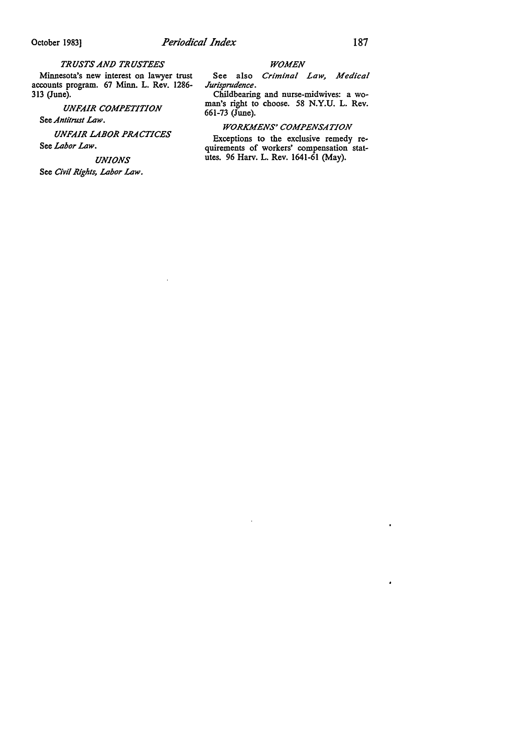### *TRUSTS AND TRUSTEES*

Minnesota's new interest on lawyer trust accounts program. 67 Minn. L. Rev. 1286-313 (June).

### *UNFAIR COMPETITION*

See *Antitrust Law*.

### *UNFAIR LABOR PRACTICES*

See *Labor Law*.

### *UNIONS*

See *Civil Rights, Labor Law*.

### *WOMEN*

See also *Criminal Law, Medical Jurisprudence*.

Childbearing and nurse-midwives: a woman's right to choose. 58 N.Y.U. L. Rev. 661-73 (June).

### *WORKMENS' COMPENSATION*

Exceptions to the exclusive remedy requirements of workers' compensation statutes. 96 Harv. L. Rev. 1641-61 (May).